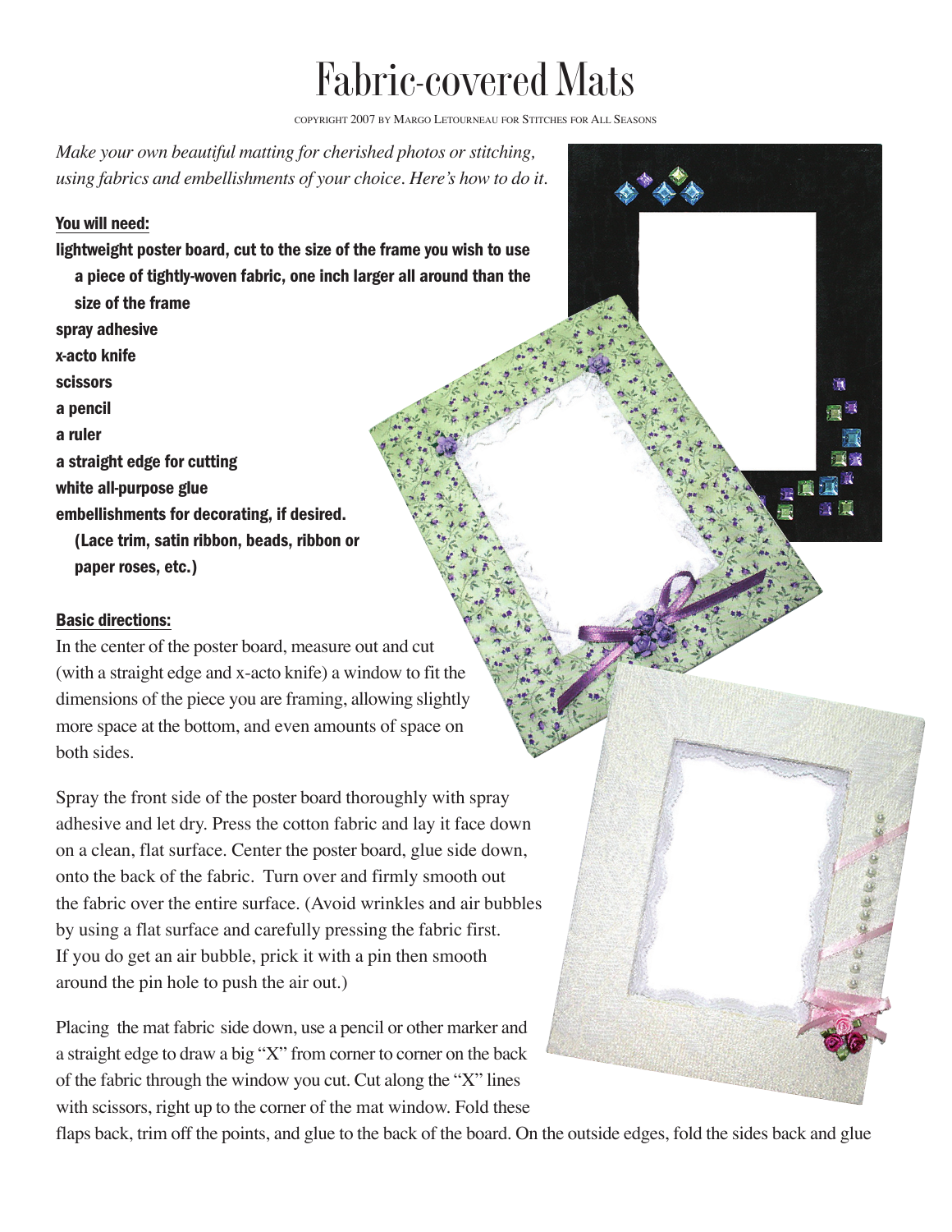# Fabric-covered Mats

COPYRIGHT 2007 BY MARGO LETOURNEAU FOR STITCHES FOR ALL SEASONS

*Make your own beautiful matting for cherished photos or stitching, using fabrics and embellishments of your choice. Here's how to do it.*

**You will need:**

- **lightweight poster board, cut to the size of the frame you wish to use**
- **a piece of tightly-woven fabric, one inch larger all around than the size of the frame**
- **spray adhesive**
- **x-acto knife**
- **scissors**
- **a pencil**
- **a ruler**
- **a straight edge for cutting**
- **white all-purpose glue**
- **embellishments for decorating, if desired. (Lace trim, satin ribbon, beads, ribbon or paper roses, etc.)**

**Basic directions:**

In the center of the poster board, measure out and cut (with a straight edge and x-acto knife) a window to fit the dimensions of the piece you are framing, allowing slightly more space at the bottom, and even amounts of space on both sides.

Spray the front side of the poster board thoroughly with spray adhesive and let dry. Press the cotton fabric and lay it face down on a clean, flat surface. Center the poster board, glue side down, onto the back of the fabric. Turn over and firmly smooth out the fabric over the entire surface. (Avoid wrinkles and air bubbles by using a flat surface and carefully pressing the fabric first. If you do get an air bubble, prick it with a pin then smooth around the pin hole to push the air out.)

Placing the mat fabric side down, use a pencil or other marker and a straight edge to draw a big "X" from corner to corner on the back of the fabric through the window you cut. Cut along the "X" lines with scissors, right up to the corner of the mat window. Fold these flaps back, trim off the points, and glue to the back of the board. On the outside edges, fold the sides back and glue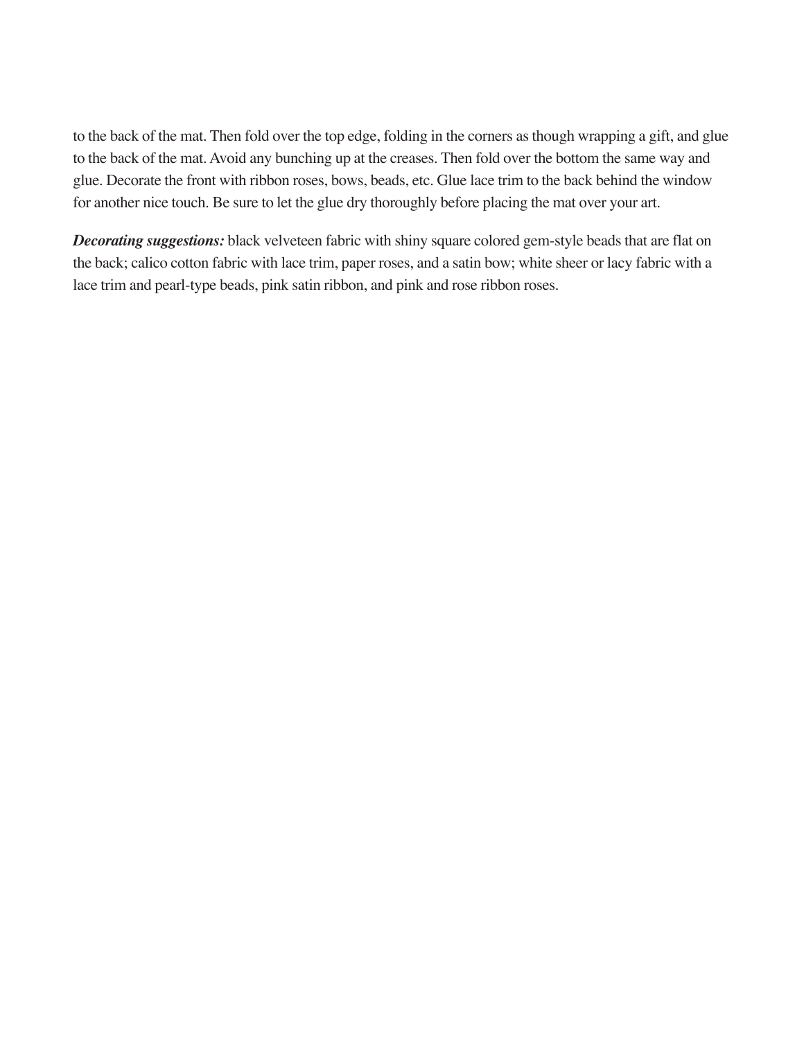to the back of the mat. Then fold over the top edge, folding in the corners as though wrapping a gift, and glue to the back of the mat. Avoid any bunching up at the creases. Then fold over the bottom the same way and glue. Decorate the front with ribbon roses, bows, beads, etc. Glue lace trim to the back behind the window for another nice touch. Be sure to let the glue dry thoroughly before placing the mat over your art.

***Decorating suggestions:*** black velveteen fabric with shiny square colored gem-style beads that are flat on the back; calico cotton fabric with lace trim, paper roses, and a satin bow; white sheer or lacy fabric with a lace trim and pearl-type beads, pink satin ribbon, and pink and rose ribbon roses.